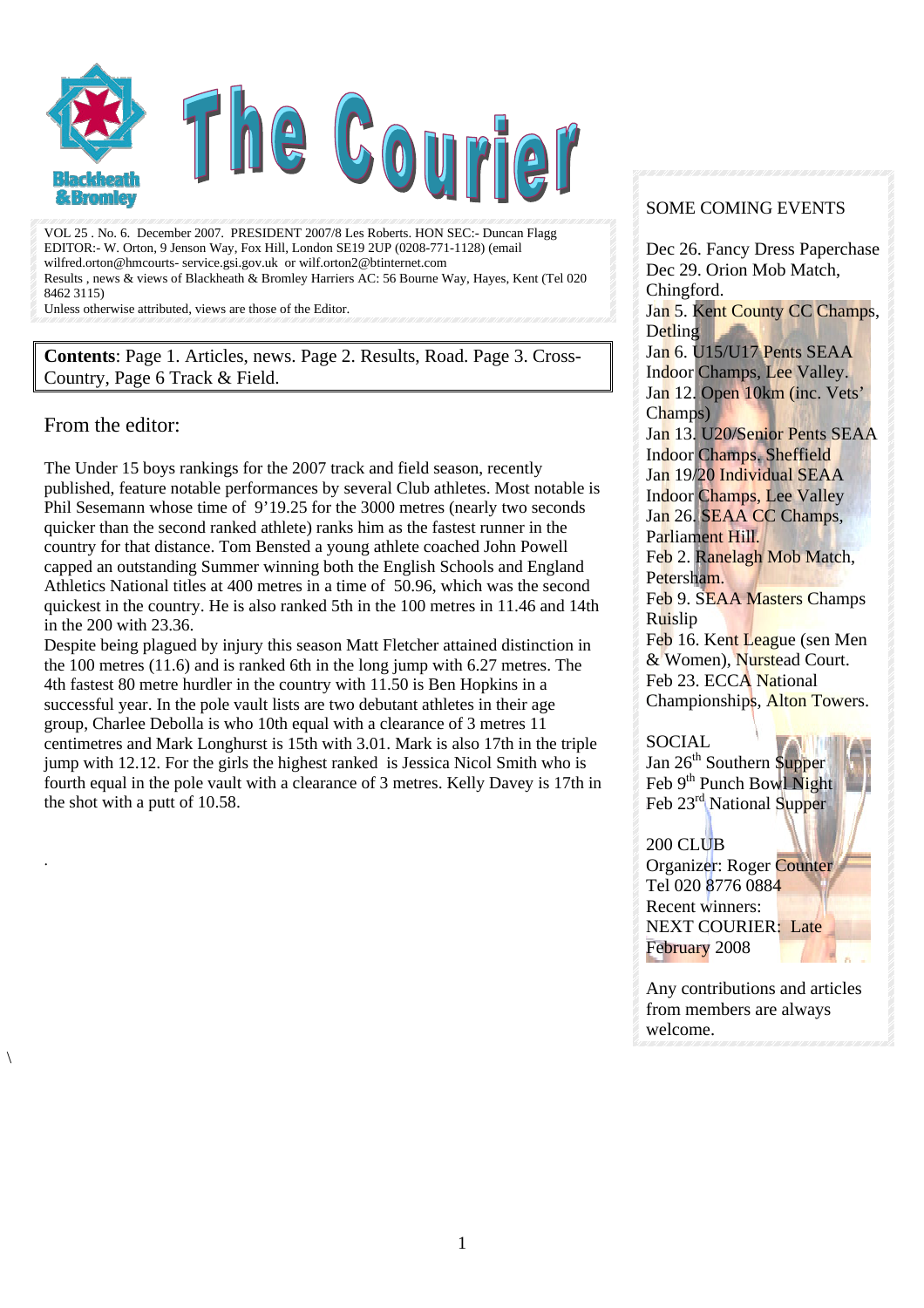# The Courier

Blackheath & Bromley

VOL 25 . No. 6. December 2007. PRESIDENT 2007/8 Les Roberts. HON SEC:- Duncan Flagg
EDITOR:- W. Orton, 9 Jenson Way, Fox Hill, London SE19 2UP (0208-771-1128) (email wilfred.orton@hmcourts- service.gsi.gov.uk or wilf.orton2@btinternet.com
Results , news & views of Blackheath & Bromley Harriers AC: 56 Bourne Way, Hayes, Kent (Tel 020 8462 3115)
Unless otherwise attributed, views are those of the Editor.

**Contents**: Page 1. Articles, news. Page 2. Results, Road. Page 3. Cross-Country, Page 6 Track & Field.

## From the editor:

The Under 15 boys rankings for the 2007 track and field season, recently published, feature notable performances by several Club athletes. Most notable is Phil Sesemann whose time of 9'19.25 for the 3000 metres (nearly two seconds quicker than the second ranked athlete) ranks him as the fastest runner in the country for that distance. Tom Bensted a young athlete coached John Powell capped an outstanding Summer winning both the English Schools and England Athletics National titles at 400 metres in a time of 50.96, which was the second quickest in the country. He is also ranked 5th in the 100 metres in 11.46 and 14th in the 200 with 23.36.
Despite being plagued by injury this season Matt Fletcher attained distinction in the 100 metres (11.6) and is ranked 6th in the long jump with 6.27 metres. The 4th fastest 80 metre hurdler in the country with 11.50 is Ben Hopkins in a successful year. In the pole vault lists are two debutant athletes in their age group, Charlee Debolla is who 10th equal with a clearance of 3 metres 11 centimetres and Mark Longhurst is 15th with 3.01. Mark is also 17th in the triple jump with 12.12. For the girls the highest ranked is Jessica Nicol Smith who is fourth equal in the pole vault with a clearance of 3 metres. Kelly Davey is 17th in the shot with a putt of 10.58.

.

SOME COMING EVENTS

Dec 26. Fancy Dress Paperchase
Dec 29. Orion Mob Match, Chingford.
Jan 5. Kent County CC Champs, Detling
Jan 6. U15/U17 Pents SEAA Indoor Champs, Lee Valley.
Jan 12. Open 10km (inc. Vets' Champs)
Jan 13. U20/Senior Pents SEAA Indoor Champs, Sheffield
Jan 19/20 Individual SEAA Indoor Champs, Lee Valley
Jan 26. SEAA CC Champs, Parliament Hill.
Feb 2. Ranelagh Mob Match, Petersham.
Feb 9. SEAA Masters Champs Ruislip
Feb 16. Kent League (sen Men & Women), Nurstead Court.
Feb 23. ECCA National Championships, Alton Towers.

SOCIAL
Jan 26th Southern Supper
Feb 9th Punch Bowl Night
Feb 23rd National Supper

200 CLUB
Organizer: Roger Counter
Tel 020 8776 0884
Recent winners:
NEXT COURIER: Late February 2008

Any contributions and articles from members are always welcome.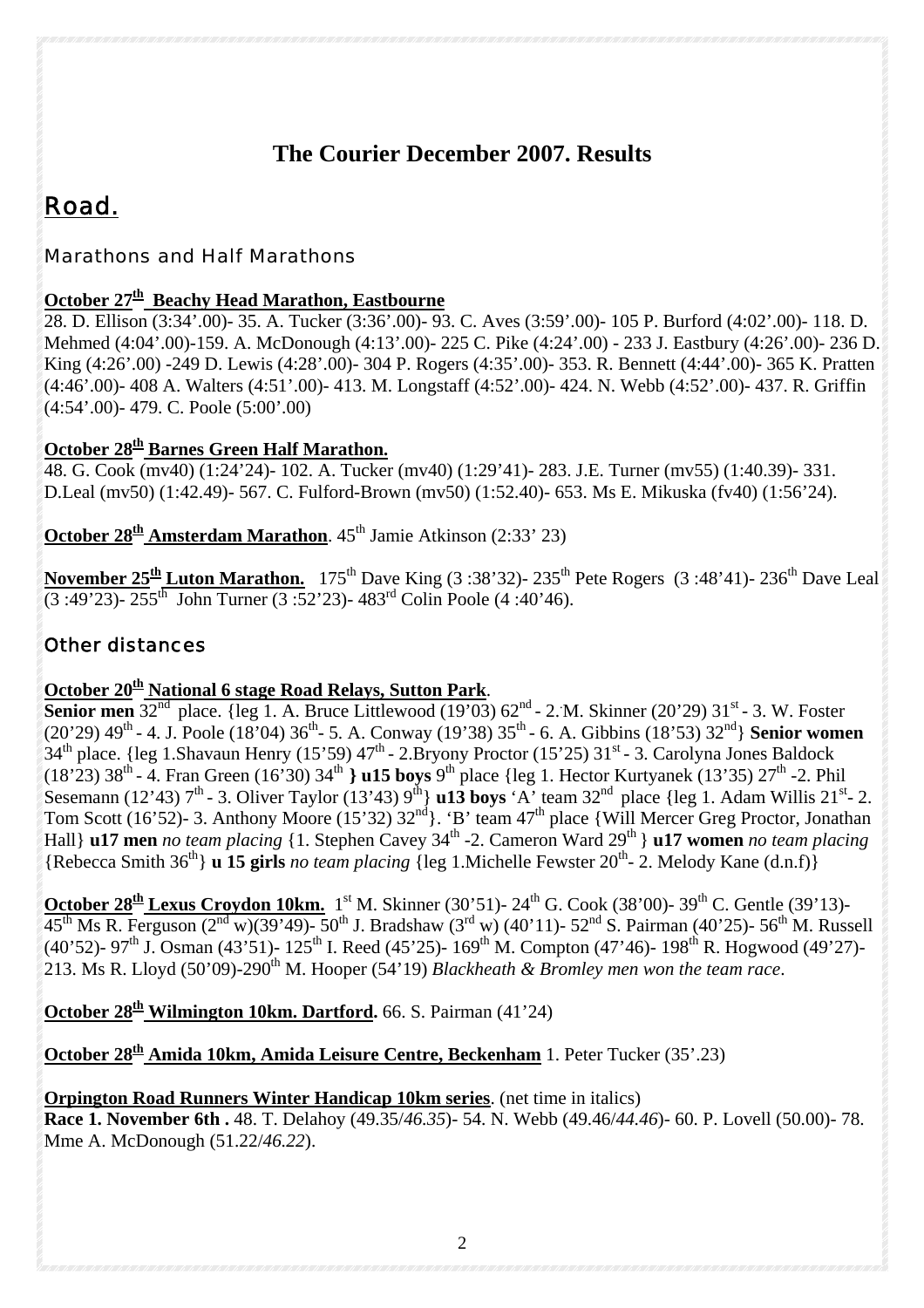# The Courier December 2007. Results

## Road.

### Marathons and Half Marathons

**October 27th Beachy Head Marathon, Eastbourne**

28. D. Ellison (3:34'.00)- 35. A. Tucker (3:36'.00)- 93. C. Aves (3:59'.00)- 105 P. Burford (4:02'.00)- 118. D. Mehmed (4:04'.00)-159. A. McDonough (4:13'.00)- 225 C. Pike (4:24'.00) - 233 J. Eastbury (4:26'.00)- 236 D. King (4:26'.00) -249 D. Lewis (4:28'.00)- 304 P. Rogers (4:35'.00)- 353. R. Bennett (4:44'.00)- 365 K. Pratten (4:46'.00)- 408 A. Walters (4:51'.00)- 413. M. Longstaff (4:52'.00)- 424. N. Webb (4:52'.00)- 437. R. Griffin (4:54'.00)- 479. C. Poole (5:00'.00)

**October 28th Barnes Green Half Marathon.**

48. G. Cook (mv40) (1:24'24)- 102. A. Tucker (mv40) (1:29'41)- 283. J.E. Turner (mv55) (1:40.39)- 331. D.Leal (mv50) (1:42.49)- 567. C. Fulford-Brown (mv50) (1:52.40)- 653. Ms E. Mikuska (fv40) (1:56'24).

**October 28th Amsterdam Marathon**. 45th Jamie Atkinson (2:33' 23)

**November 25th Luton Marathon.** 175th Dave King (3 :38'32)- 235th Pete Rogers (3 :48'41)- 236th Dave Leal (3 :49'23)- 255th John Turner (3 :52'23)- 483rd Colin Poole (4 :40'46).

### Other distances

**October 20th National 6 stage Road Relays, Sutton Park**.

**Senior men** 32nd place. {leg 1. A. Bruce Littlewood (19'03) 62nd - 2. M. Skinner (20'29) 31st - 3. W. Foster (20'29) 49th - 4. J. Poole (18'04) 36th- 5. A. Conway (19'38) 35th - 6. A. Gibbins (18'53) 32nd} **Senior women** 34th place. {leg 1.Shavaun Henry (15'59) 47th - 2.Bryony Proctor (15'25) 31st - 3. Carolyna Jones Baldock (18'23) 38th - 4. Fran Green (16'30) 34th **} u15 boys** 9th place {leg 1. Hector Kurtyanek (13'35) 27th -2. Phil Sesemann (12'43) 7th - 3. Oliver Taylor (13'43) 9th} **u13 boys** 'A' team 32nd place {leg 1. Adam Willis 21st- 2. Tom Scott (16'52)- 3. Anthony Moore (15'32) 32nd}. 'B' team 47th place {Will Mercer Greg Proctor, Jonathan Hall} **u17 men** *no team placing* {1. Stephen Cavey 34th -2. Cameron Ward 29th } **u17 women** *no team placing* {Rebecca Smith 36th} **u 15 girls** *no team placing* {leg 1.Michelle Fewster 20th- 2. Melody Kane (d.n.f)}

**October 28th Lexus Croydon 10km.** 1st M. Skinner (30'51)- 24th G. Cook (38'00)- 39th C. Gentle (39'13)- 45th Ms R. Ferguson (2nd w)(39'49)- 50th J. Bradshaw (3rd w) (40'11)- 52nd S. Pairman (40'25)- 56th M. Russell (40'52)- 97th J. Osman (43'51)- 125th I. Reed (45'25)- 169th M. Compton (47'46)- 198th R. Hogwood (49'27)- 213. Ms R. Lloyd (50'09)-290th M. Hooper (54'19) *Blackheath & Bromley men won the team race*.

**October 28th Wilmington 10km. Dartford.** 66. S. Pairman (41'24)

**October 28th Amida 10km, Amida Leisure Centre, Beckenham** 1. Peter Tucker (35'.23)

**Orpington Road Runners Winter Handicap 10km series**. (net time in italics)
**Race 1. November 6th .** 48. T. Delahoy (49.35/*46.35*)- 54. N. Webb (49.46/*44.46*)- 60. P. Lovell (50.00)- 78. Mme A. McDonough (51.22/*46.22*).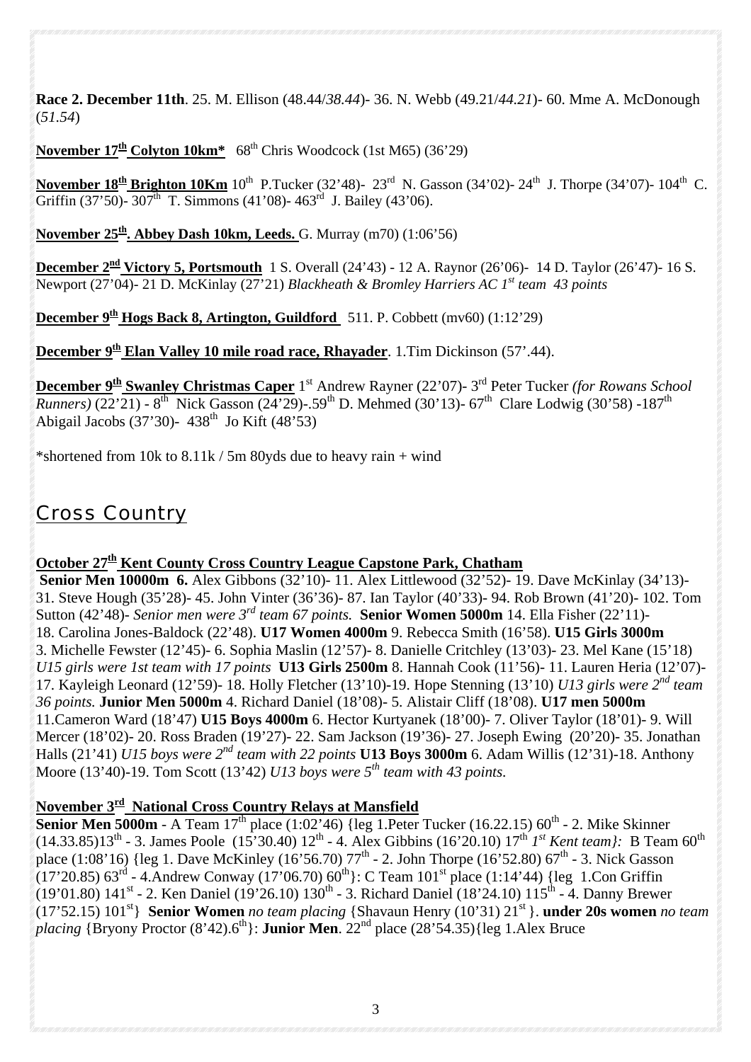**Race 2. December 11th**. 25. M. Ellison (48.44/*38.44*)- 36. N. Webb (49.21/*44.21*)- 60. Mme A. McDonough (*51.54*)

**November 17th Colyton 10km*** 68th Chris Woodcock (1st M65) (36'29)

**November 18th Brighton 10Km** 10th P.Tucker (32'48)- 23rd N. Gasson (34'02)- 24th J. Thorpe (34'07)- 104th C. Griffin (37'50)- 307th T. Simmons (41'08)- 463rd J. Bailey (43'06).

**November 25th. Abbey Dash 10km, Leeds.** G. Murray (m70) (1:06'56)

**December 2nd Victory 5, Portsmouth** 1 S. Overall (24'43) - 12 A. Raynor (26'06)- 14 D. Taylor (26'47)- 16 S. Newport (27'04)- 21 D. McKinlay (27'21) *Blackheath & Bromley Harriers AC 1st team 43 points*

**December 9th Hogs Back 8, Artington, Guildford** 511. P. Cobbett (mv60) (1:12'29)

**December 9th Elan Valley 10 mile road race, Rhayader**. 1.Tim Dickinson (57'.44).

**December 9th Swanley Christmas Caper** 1st Andrew Rayner (22'07)- 3rd Peter Tucker *(for Rowans School Runners)* (22'21) - 8th Nick Gasson (24'29)-.59th D. Mehmed (30'13)- 67th Clare Lodwig (30'58) -187th Abigail Jacobs (37'30)- 438th Jo Kift (48'53)

*shortened from 10k to 8.11k / 5m 80yds due to heavy rain + wind

## Cross Country

**October 27th Kent County Cross Country League Capstone Park, Chatham**

**Senior Men 10000m 6.** Alex Gibbons (32'10)- 11. Alex Littlewood (32'52)- 19. Dave McKinlay (34'13)- 31. Steve Hough (35'28)- 45. John Vinter (36'36)- 87. Ian Taylor (40'33)- 94. Rob Brown (41'20)- 102. Tom Sutton (42'48)- *Senior men were 3rd team 67 points.* **Senior Women 5000m** 14. Ella Fisher (22'11)- 18. Carolina Jones-Baldock (22'48). **U17 Women 4000m** 9. Rebecca Smith (16'58). **U15 Girls 3000m** 3. Michelle Fewster (12'45)- 6. Sophia Maslin (12'57)- 8. Danielle Critchley (13'03)- 23. Mel Kane (15'18) *U15 girls were 1st team with 17 points* **U13 Girls 2500m** 8. Hannah Cook (11'56)- 11. Lauren Heria (12'07)- 17. Kayleigh Leonard (12'59)- 18. Holly Fletcher (13'10)-19. Hope Stenning (13'10) *U13 girls were 2nd team 36 points.* **Junior Men 5000m** 4. Richard Daniel (18'08)- 5. Alistair Cliff (18'08). **U17 men 5000m** 11.Cameron Ward (18'47) **U15 Boys 4000m** 6. Hector Kurtyanek (18'00)- 7. Oliver Taylor (18'01)- 9. Will Mercer (18'02)- 20. Ross Braden (19'27)- 22. Sam Jackson (19'36)- 27. Joseph Ewing (20'20)- 35. Jonathan Halls (21'41) *U15 boys were 2nd team with 22 points* **U13 Boys 3000m** 6. Adam Willis (12'31)-18. Anthony Moore (13'40)-19. Tom Scott (13'42) *U13 boys were 5th team with 43 points.*

**November 3rd National Cross Country Relays at Mansfield**

**Senior Men 5000m** - A Team 17th place (1:02'46) {leg 1.Peter Tucker (16.22.15) 60th - 2. Mike Skinner (14.33.85)13th - 3. James Poole (15'30.40) 12th - 4. Alex Gibbins (16'20.10) 17th *1st Kent team}:* B Team 60th place (1:08'16) {leg 1. Dave McKinley (16'56.70) 77th - 2. John Thorpe (16'52.80) 67th - 3. Nick Gasson (17'20.85) 63rd - 4.Andrew Conway (17'06.70) 60th}: C Team 101st place (1:14'44) {leg 1.Con Griffin (19'01.80) 141st - 2. Ken Daniel (19'26.10) 130th - 3. Richard Daniel (18'24.10) 115th - 4. Danny Brewer (17'52.15) 101st} **Senior Women** *no team placing* {Shavaun Henry (10'31) 21st }. **under 20s women** *no team placing* {Bryony Proctor (8'42).6th}: **Junior Men**. 22nd place (28'54.35){leg 1.Alex Bruce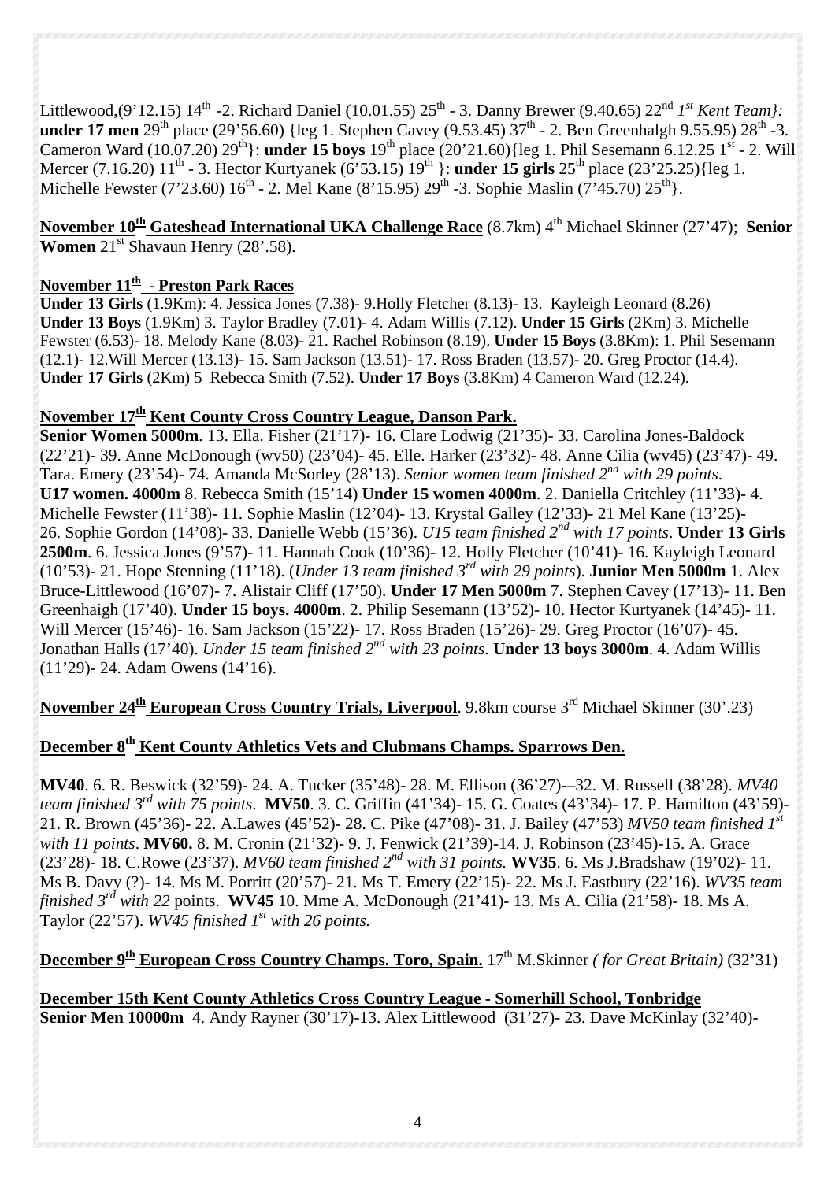Littlewood,(9'12.15) 14th -2. Richard Daniel (10.01.55) 25th - 3. Danny Brewer (9.40.65) 22nd *1st Kent Team}:* **under 17 men** 29th place (29'56.60) {leg 1. Stephen Cavey (9.53.45) 37th - 2. Ben Greenhalgh 9.55.95) 28th -3. Cameron Ward (10.07.20) 29th}: **under 15 boys** 19th place (20'21.60){leg 1. Phil Sesemann 6.12.25 1st - 2. Will Mercer (7.16.20) 11th - 3. Hector Kurtyanek (6'53.15) 19th }: **under 15 girls** 25th place (23'25.25){leg 1. Michelle Fewster (7'23.60) 16th - 2. Mel Kane (8'15.95) 29th -3. Sophie Maslin (7'45.70) 25th}.

**November 10th Gateshead International UKA Challenge Race** (8.7km) 4th Michael Skinner (27'47); **Senior Women** 21st Shavaun Henry (28'.58).

**November 11th - Preston Park Races**

**Under 13 Girls** (1.9Km): 4. Jessica Jones (7.38)- 9.Holly Fletcher (8.13)- 13. Kayleigh Leonard (8.26)
**Under 13 Boys** (1.9Km) 3. Taylor Bradley (7.01)- 4. Adam Willis (7.12). **Under 15 Girls** (2Km) 3. Michelle Fewster (6.53)- 18. Melody Kane (8.03)- 21. Rachel Robinson (8.19). **Under 15 Boys** (3.8Km): 1. Phil Sesemann (12.1)- 12.Will Mercer (13.13)- 15. Sam Jackson (13.51)- 17. Ross Braden (13.57)- 20. Greg Proctor (14.4). **Under 17 Girls** (2Km) 5 Rebecca Smith (7.52). **Under 17 Boys** (3.8Km) 4 Cameron Ward (12.24).

**November 17th Kent County Cross Country League, Danson Park.**

**Senior Women 5000m**. 13. Ella. Fisher (21'17)- 16. Clare Lodwig (21'35)- 33. Carolina Jones-Baldock (22'21)- 39. Anne McDonough (wv50) (23'04)- 45. Elle. Harker (23'32)- 48. Anne Cilia (wv45) (23'47)- 49. Tara. Emery (23'54)- 74. Amanda McSorley (28'13). *Senior women team finished 2nd with 29 points*. **U17 women. 4000m** 8. Rebecca Smith (15'14) **Under 15 women 4000m**. 2. Daniella Critchley (11'33)- 4. Michelle Fewster (11'38)- 11. Sophie Maslin (12'04)- 13. Krystal Galley (12'33)- 21 Mel Kane (13'25)- 26. Sophie Gordon (14'08)- 33. Danielle Webb (15'36). *U15 team finished 2nd with 17 points*. **Under 13 Girls 2500m**. 6. Jessica Jones (9'57)- 11. Hannah Cook (10'36)- 12. Holly Fletcher (10'41)- 16. Kayleigh Leonard (10'53)- 21. Hope Stenning (11'18). (*Under 13 team finished 3rd with 29 points*). **Junior Men 5000m** 1. Alex Bruce-Littlewood (16'07)- 7. Alistair Cliff (17'50). **Under 17 Men 5000m** 7. Stephen Cavey (17'13)- 11. Ben Greenhaigh (17'40). **Under 15 boys. 4000m**. 2. Philip Sesemann (13'52)- 10. Hector Kurtyanek (14'45)- 11. Will Mercer (15'46)- 16. Sam Jackson (15'22)- 17. Ross Braden (15'26)- 29. Greg Proctor (16'07)- 45. Jonathan Halls (17'40). *Under 15 team finished 2nd with 23 points*. **Under 13 boys 3000m**. 4. Adam Willis (11'29)- 24. Adam Owens (14'16).

**November 24th European Cross Country Trials, Liverpool**. 9.8km course 3rd Michael Skinner (30'.23)

**December 8th Kent County Athletics Vets and Clubmans Champs. Sparrows Den.**

**MV40**. 6. R. Beswick (32'59)- 24. A. Tucker (35'48)- 28. M. Ellison (36'27)-–32. M. Russell (38'28). *MV40 team finished 3rd with 75 points*. **MV50**. 3. C. Griffin (41'34)- 15. G. Coates (43'34)- 17. P. Hamilton (43'59)- 21. R. Brown (45'36)- 22. A.Lawes (45'52)- 28. C. Pike (47'08)- 31. J. Bailey (47'53) *MV50 team finished 1st with 11 points*. **MV60.** 8. M. Cronin (21'32)- 9. J. Fenwick (21'39)-14. J. Robinson (23'45)-15. A. Grace (23'28)- 18. C.Rowe (23'37). *MV60 team finished 2nd with 31 points.* **WV35**. 6. Ms J.Bradshaw (19'02)- 11. Ms B. Davy (?)- 14. Ms M. Porritt (20'57)- 21. Ms T. Emery (22'15)- 22. Ms J. Eastbury (22'16). *WV35 team finished 3rd with 22* points. **WV45** 10. Mme A. McDonough (21'41)- 13. Ms A. Cilia (21'58)- 18. Ms A. Taylor (22'57). *WV45 finished 1st with 26 points.*

**December 9th European Cross Country Champs. Toro, Spain.** 17th M.Skinner *( for Great Britain)* (32'31)

**December 15th Kent County Athletics Cross Country League - Somerhill School, Tonbridge**
**Senior Men 10000m** 4. Andy Rayner (30'17)-13. Alex Littlewood (31'27)- 23. Dave McKinlay (32'40)-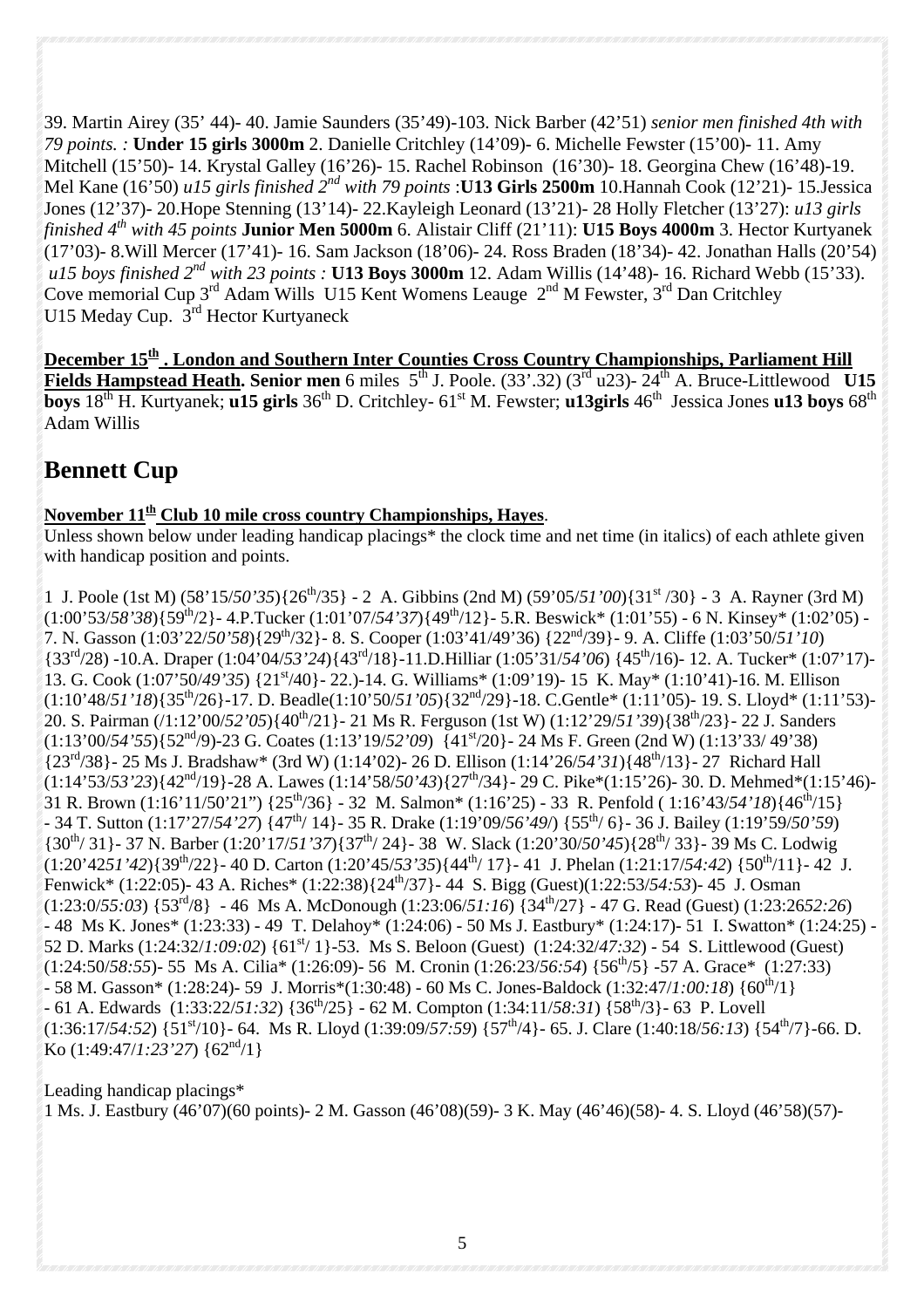39. Martin Airey (35' 44)- 40. Jamie Saunders (35'49)-103. Nick Barber (42'51) *senior men finished 4th with 79 points. :* **Under 15 girls 3000m** 2. Danielle Critchley (14'09)- 6. Michelle Fewster (15'00)- 11. Amy Mitchell (15'50)- 14. Krystal Galley (16'26)- 15. Rachel Robinson (16'30)- 18. Georgina Chew (16'48)-19. Mel Kane (16'50) *u15 girls finished 2nd with 79 points* :**U13 Girls 2500m** 10.Hannah Cook (12'21)- 15.Jessica Jones (12'37)- 20.Hope Stenning (13'14)- 22.Kayleigh Leonard (13'21)- 28 Holly Fletcher (13'27): *u13 girls finished 4th with 45 points* **Junior Men 5000m** 6. Alistair Cliff (21'11): **U15 Boys 4000m** 3. Hector Kurtyanek (17'03)- 8.Will Mercer (17'41)- 16. Sam Jackson (18'06)- 24. Ross Braden (18'34)- 42. Jonathan Halls (20'54) *u15 boys finished 2nd with 23 points :* **U13 Boys 3000m** 12. Adam Willis (14'48)- 16. Richard Webb (15'33). Cove memorial Cup 3rd Adam Wills U15 Kent Womens Leauge 2nd M Fewster, 3rd Dan Critchley U15 Meday Cup. 3rd Hector Kurtyaneck

**December 15th . London and Southern Inter Counties Cross Country Championships, Parliament Hill Fields Hampstead Heath. Senior men** 6 miles 5th J. Poole. (33'.32) (3rd u23)- 24th A. Bruce-Littlewood **U15 boys** 18th H. Kurtyanek; **u15 girls** 36th D. Critchley- 61st M. Fewster; **u13girls** 46th Jessica Jones **u13 boys** 68th Adam Willis

## Bennett Cup

**November 11th Club 10 mile cross country Championships, Hayes**.

Unless shown below under leading handicap placings* the clock time and net time (in italics) of each athlete given with handicap position and points.

1 J. Poole (1st M) (58'15/*50'35*){26th/35} - 2 A. Gibbins (2nd M) (59'05/*51'00*){31st /30} - 3 A. Rayner (3rd M) (1:00'53/*58'38*){59th/2}- 4.P.Tucker (1:01'07/*54'37*){49th/12}- 5.R. Beswick* (1:01'55) - 6 N. Kinsey* (1:02'05) - 7. N. Gasson (1:03'22/*50'58*){29th/32}- 8. S. Cooper (1:03'41/49'36) {22nd/39}- 9. A. Cliffe (1:03'50/*51'10*) {33rd/28) -10.A. Draper (1:04'04/*53'24*){43rd/18}-11.D.Hilliar (1:05'31/*54'06*) {45th/16}- 12. A. Tucker* (1:07'17)- 13. G. Cook (1:07'50/*49'35*) {21st/40}- 22.)-14. G. Williams* (1:09'19)- 15 K. May* (1:10'41)-16. M. Ellison (1:10'48/*51'18*){35th/26}-17. D. Beadle(1:10'50/*51'05*){32nd/29}-18. C.Gentle* (1:11'05)- 19. S. Lloyd* (1:11'53)- 20. S. Pairman (/1:12'00/*52'05*){40th/21}- 21 Ms R. Ferguson (1st W) (1:12'29/*51'39*){38th/23}- 22 J. Sanders (1:13'00/*54'55*){52nd/9}-23 G. Coates (1:13'19/*52'09*) {41st/20}- 24 Ms F. Green (2nd W) (1:13'33/ 49'38) {23rd/38}- 25 Ms J. Bradshaw* (3rd W) (1:14'02)- 26 D. Ellison (1:14'26/*54'31*){48th/13}- 27 Richard Hall (1:14'53/*53'23*){42nd/19}-28 A. Lawes (1:14'58/*50'43*){27th/34}- 29 C. Pike*(1:15'26)- 30. D. Mehmed*(1:15'46)- 31 R. Brown (1:16'11/50'21") {25th/36} - 32 M. Salmon* (1:16'25) - 33 R. Penfold ( 1:16'43/*54'18*){46th/15} - 34 T. Sutton (1:17'27/*54'27*) {47th/ 14}- 35 R. Drake (1:19'09/*56'49*/) {55th/ 6}- 36 J. Bailey (1:19'59/*50'59*) {30th/ 31}- 37 N. Barber (1:20'17/*51'37*){37th/ 24}- 38 W. Slack (1:20'30/*50'45*){28th/ 33}- 39 Ms C. Lodwig (1:20'42*51'42*){39th/22}- 40 D. Carton (1:20'45/*53'35*){44th/ 17}- 41 J. Phelan (1:21:17/*54:42*) {50th/11}- 42 J. Fenwick* (1:22:05)- 43 A. Riches* (1:22:38){24th/37}- 44 S. Bigg (Guest)(1:22:53/*54:53*)- 45 J. Osman (1:23:0/*55:03*) {53rd/8} - 46 Ms A. McDonough (1:23:06/*51:16*) {34th/27} - 47 G. Read (Guest) (1:23:26*52:26*) - 48 Ms K. Jones* (1:23:33) - 49 T. Delahoy* (1:24:06) - 50 Ms J. Eastbury* (1:24:17)- 51 I. Swatton* (1:24:25) - 52 D. Marks (1:24:32/*1:09:02*) {61st/ 1}-53. Ms S. Beloon (Guest) (1:24:32/*47:32*) - 54 S. Littlewood (Guest) (1:24:50/*58:55*)- 55 Ms A. Cilia* (1:26:09)- 56 M. Cronin (1:26:23/*56:54*) {56th/5} -57 A. Grace* (1:27:33) - 58 M. Gasson* (1:28:24)- 59 J. Morris*(1:30:48) - 60 Ms C. Jones-Baldock (1:32:47/*1:00:18*) {60th/1} - 61 A. Edwards (1:33:22/*51:32*) {36th/25} - 62 M. Compton (1:34:11/*58:31*) {58th/3}- 63 P. Lovell (1:36:17/*54:52*) {51st/10}- 64. Ms R. Lloyd (1:39:09/*57:59*) {57th/4}- 65. J. Clare (1:40:18/*56:13*) {54th/7}-66. D. Ko (1:49:47/*1:23'27*) {62nd/1}

Leading handicap placings*

1 Ms. J. Eastbury (46'07)(60 points)- 2 M. Gasson (46'08)(59)- 3 K. May (46'46)(58)- 4. S. Lloyd (46'58)(57)-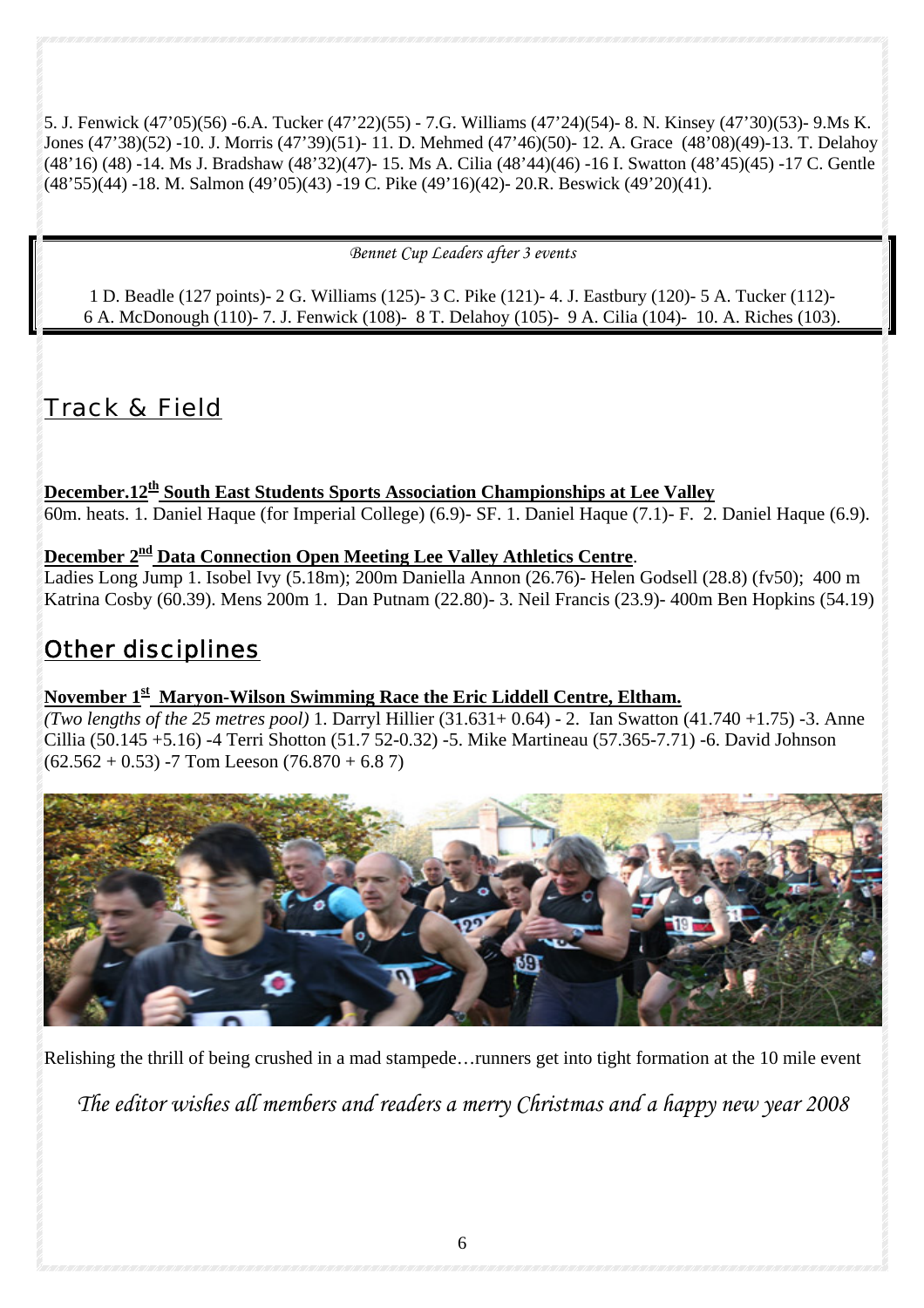5. J. Fenwick (47'05)(56) -6.A. Tucker (47'22)(55) - 7.G. Williams (47'24)(54)- 8. N. Kinsey (47'30)(53)- 9.Ms K. Jones (47'38)(52) -10. J. Morris (47'39)(51)- 11. D. Mehmed (47'46)(50)- 12. A. Grace (48'08)(49)-13. T. Delahoy (48'16) (48) -14. Ms J. Bradshaw (48'32)(47)- 15. Ms A. Cilia (48'44)(46) -16 I. Swatton (48'45)(45) -17 C. Gentle (48'55)(44) -18. M. Salmon (49'05)(43) -19 C. Pike (49'16)(42)- 20.R. Beswick (49'20)(41).

*Bennet Cup Leaders after 3 events*

1 D. Beadle (127 points)- 2 G. Williams (125)- 3 C. Pike (121)- 4. J. Eastbury (120)- 5 A. Tucker (112)- 6 A. McDonough (110)- 7. J. Fenwick (108)- 8 T. Delahoy (105)- 9 A. Cilia (104)- 10. A. Riches (103).

## Track & Field

**December.12th South East Students Sports Association Championships at Lee Valley**

60m. heats. 1. Daniel Haque (for Imperial College) (6.9)- SF. 1. Daniel Haque (7.1)- F. 2. Daniel Haque (6.9).

**December 2nd Data Connection Open Meeting Lee Valley Athletics Centre**.

Ladies Long Jump 1. Isobel Ivy (5.18m); 200m Daniella Annon (26.76)- Helen Godsell (28.8) (fv50); 400 m Katrina Cosby (60.39). Mens 200m 1. Dan Putnam (22.80)- 3. Neil Francis (23.9)- 400m Ben Hopkins (54.19)

## Other disciplines

**November 1st Maryon-Wilson Swimming Race the Eric Liddell Centre, Eltham.**

*(Two lengths of the 25 metres pool)* 1. Darryl Hillier (31.631+ 0.64) - 2. Ian Swatton (41.740 +1.75) -3. Anne Cillia (50.145 +5.16) -4 Terri Shotton (51.7 52-0.32) -5. Mike Martineau (57.365-7.71) -6. David Johnson (62.562 + 0.53) -7 Tom Leeson (76.870 + 6.8 7)

Relishing the thrill of being crushed in a mad stampede…runners get into tight formation at the 10 mile event

*The editor wishes all members and readers a merry Christmas and a happy new year 2008*